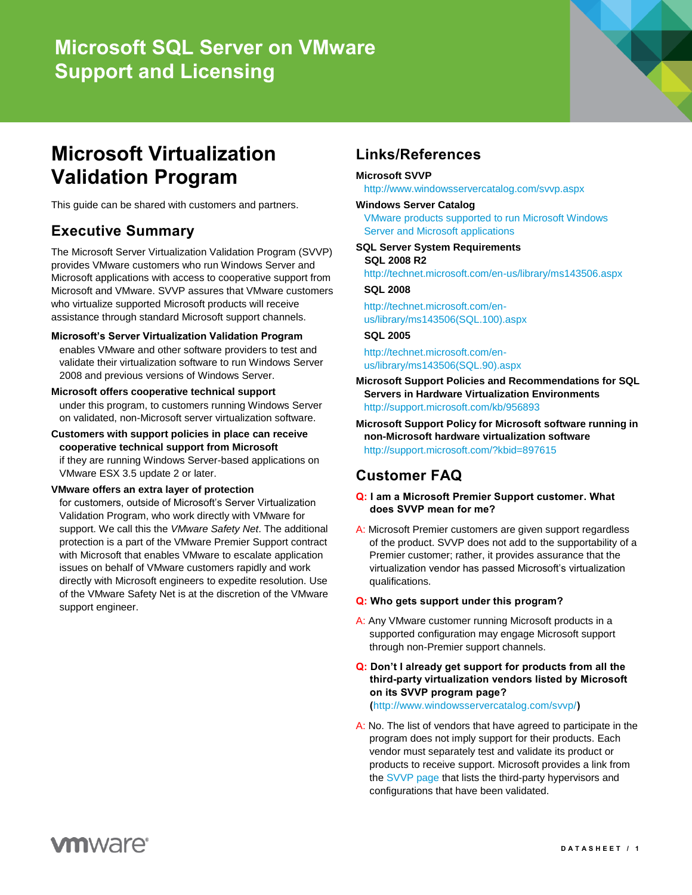# Microsoft SQL Server on VMware Support and Licensing

## Microsoft Virtualization Validation Program

This guide can be shared with customers and partners.

### Executive Summary

The Microsoft Server Virtualization Validation Program (SVVP) provides VMware customers who run Windows Server and Microsoft applications with access to cooperative support from Microsoft and VMware. SVVP assures that VMware customers who virtualize supported Microsoft products will receive assistance through standard Microsoft support channels.

**Microsoft's Server Virtualization Validation Program** enables VMware and other software providers to test and validate their virtualization software to run Windows Server 2008 and previous versions of Windows Server.

**Microsoft offers cooperative technical support** under this program, to customers running Windows Server on validated, non-Microsoft server virtualization software.

**Customers with support policies in place can receive cooperative technical support from Microsoft** if they are running Windows Server-based applications on VMware ESX 3.5 update 2 or later.

**VMware offers an extra layer of protection** for customers, outside of Microsoft's Server Virtualization Validation Program, who work directly with VMware for support. We call this the *VMware Safety Net*. The additional protection is a part of the VMware Premier Support contract with Microsoft that enables VMware to escalate application issues on behalf of VMware customers rapidly and work directly with Microsoft engineers to expedite resolution. Use of the VMware Safety Net is at the discretion of the VMware support engineer.

## Links/References

**Microsoft SVVP**
http://www.windowsservercatalog.com/svvp.aspx

**Windows Server Catalog**
VMware products supported to run Microsoft Windows Server and Microsoft applications

**SQL Server System Requirements**

**SQL 2008 R2**
http://technet.microsoft.com/en-us/library/ms143506.aspx

**SQL 2008**
http://technet.microsoft.com/en-us/library/ms143506(SQL.100).aspx

**SQL 2005**
http://technet.microsoft.com/en-us/library/ms143506(SQL.90).aspx

**Microsoft Support Policies and Recommendations for SQL Servers in Hardware Virtualization Environments**
http://support.microsoft.com/kb/956893

**Microsoft Support Policy for Microsoft software running in non-Microsoft hardware virtualization software**
http://support.microsoft.com/?kbid=897615

## Customer FAQ

**Q: I am a Microsoft Premier Support customer. What does SVVP mean for me?**

A: Microsoft Premier customers are given support regardless of the product. SVVP does not add to the supportability of a Premier customer; rather, it provides assurance that the virtualization vendor has passed Microsoft's virtualization qualifications.

**Q: Who gets support under this program?**

A: Any VMware customer running Microsoft products in a supported configuration may engage Microsoft support through non-Premier support channels.

**Q: Don't I already get support for products from all the third-party virtualization vendors listed by Microsoft on its SVVP program page? (http://www.windowsservercatalog.com/svvp/)**

A: No. The list of vendors that have agreed to participate in the program does not imply support for their products. Each vendor must separately test and validate its product or products to receive support. Microsoft provides a link from the SVVP page that lists the third-party hypervisors and configurations that have been validated.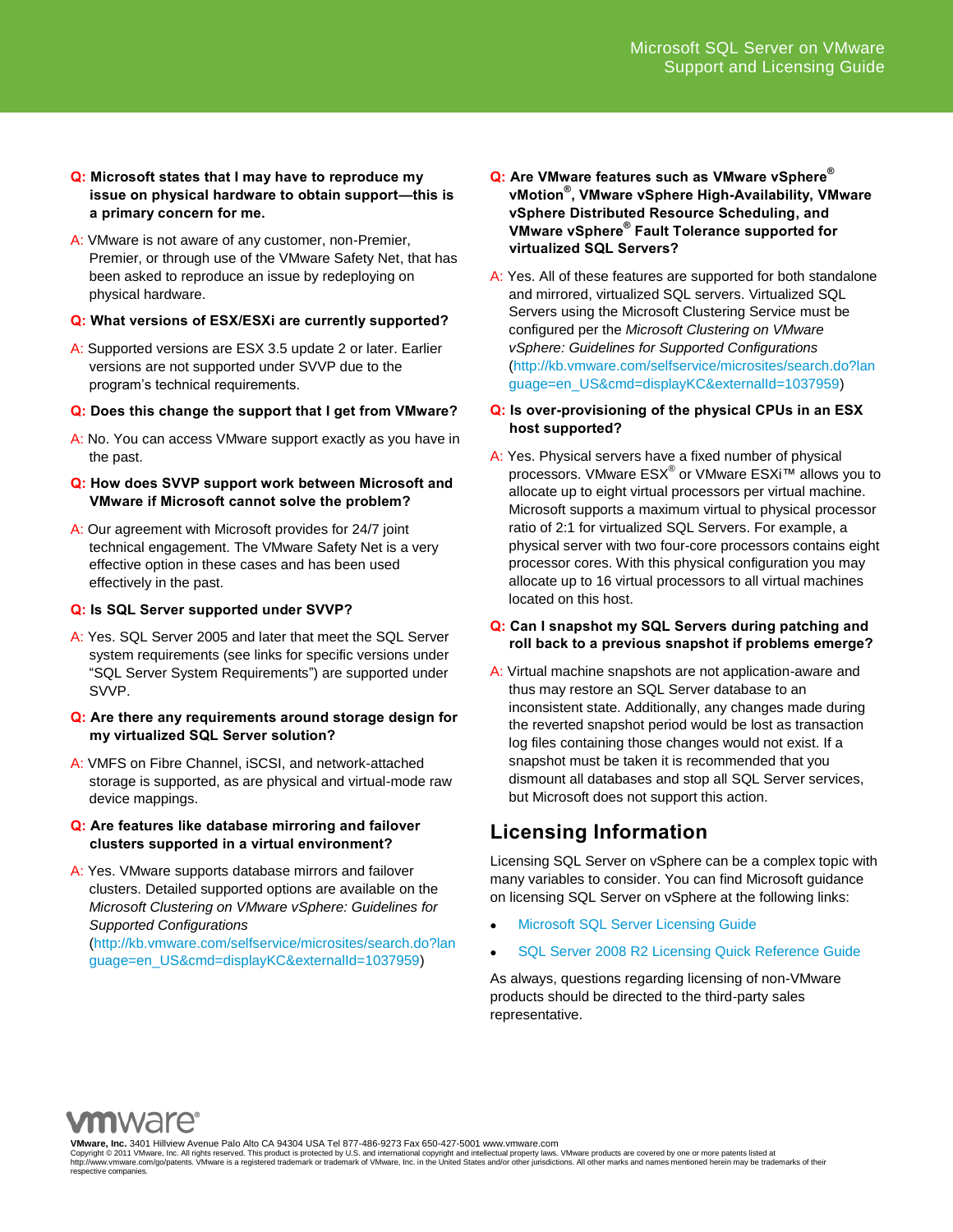**Q: Microsoft states that I may have to reproduce my issue on physical hardware to obtain support—this is a primary concern for me.**

A: VMware is not aware of any customer, non-Premier, Premier, or through use of the VMware Safety Net, that has been asked to reproduce an issue by redeploying on physical hardware.

**Q: What versions of ESX/ESXi are currently supported?**

A: Supported versions are ESX 3.5 update 2 or later. Earlier versions are not supported under SVVP due to the program's technical requirements.

**Q: Does this change the support that I get from VMware?**

A: No. You can access VMware support exactly as you have in the past.

**Q: How does SVVP support work between Microsoft and VMware if Microsoft cannot solve the problem?**

A: Our agreement with Microsoft provides for 24/7 joint technical engagement. The VMware Safety Net is a very effective option in these cases and has been used effectively in the past.

**Q: Is SQL Server supported under SVVP?**

A: Yes. SQL Server 2005 and later that meet the SQL Server system requirements (see links for specific versions under "SQL Server System Requirements") are supported under SVVP.

**Q: Are there any requirements around storage design for my virtualized SQL Server solution?**

A: VMFS on Fibre Channel, iSCSI, and network-attached storage is supported, as are physical and virtual-mode raw device mappings.

**Q: Are features like database mirroring and failover clusters supported in a virtual environment?**

A: Yes. VMware supports database mirrors and failover clusters. Detailed supported options are available on the *Microsoft Clustering on VMware vSphere: Guidelines for Supported Configurations* (http://kb.vmware.com/selfservice/microsites/search.do?language=en_US&cmd=displayKC&externalId=1037959)

**Q: Are VMware features such as VMware vSphere® vMotion®, VMware vSphere High-Availability, VMware vSphere Distributed Resource Scheduling, and VMware vSphere® Fault Tolerance supported for virtualized SQL Servers?**

A: Yes. All of these features are supported for both standalone and mirrored, virtualized SQL servers. Virtualized SQL Servers using the Microsoft Clustering Service must be configured per the *Microsoft Clustering on VMware vSphere: Guidelines for Supported Configurations* (http://kb.vmware.com/selfservice/microsites/search.do?language=en_US&cmd=displayKC&externalId=1037959)

**Q: Is over-provisioning of the physical CPUs in an ESX host supported?**

A: Yes. Physical servers have a fixed number of physical processors. VMware ESX® or VMware ESXi™ allows you to allocate up to eight virtual processors per virtual machine. Microsoft supports a maximum virtual to physical processor ratio of 2:1 for virtualized SQL Servers. For example, a physical server with two four-core processors contains eight processor cores. With this physical configuration you may allocate up to 16 virtual processors to all virtual machines located on this host.

**Q: Can I snapshot my SQL Servers during patching and roll back to a previous snapshot if problems emerge?**

A: Virtual machine snapshots are not application-aware and thus may restore an SQL Server database to an inconsistent state. Additionally, any changes made during the reverted snapshot period would be lost as transaction log files containing those changes would not exist. If a snapshot must be taken it is recommended that you dismount all databases and stop all SQL Server services, but Microsoft does not support this action.

## Licensing Information

Licensing SQL Server on vSphere can be a complex topic with many variables to consider. You can find Microsoft guidance on licensing SQL Server on vSphere at the following links:

- Microsoft SQL Server Licensing Guide
- SQL Server 2008 R2 Licensing Quick Reference Guide

As always, questions regarding licensing of non-VMware products should be directed to the third-party sales representative.

**VMware, Inc.** 3401 Hillview Avenue Palo Alto CA 94304 USA Tel 877-486-9273 Fax 650-427-5001 www.vmware.com
Copyright © 2011 VMware, Inc. All rights reserved. This product is protected by U.S. and international copyright and intellectual property laws. VMware products are covered by one or more patents listed at http://www.vmware.com/go/patents. VMware is a registered trademark or trademark of VMware, Inc. in the United States and/or other jurisdictions. All other marks and names mentioned herein may be trademarks of their respective companies.